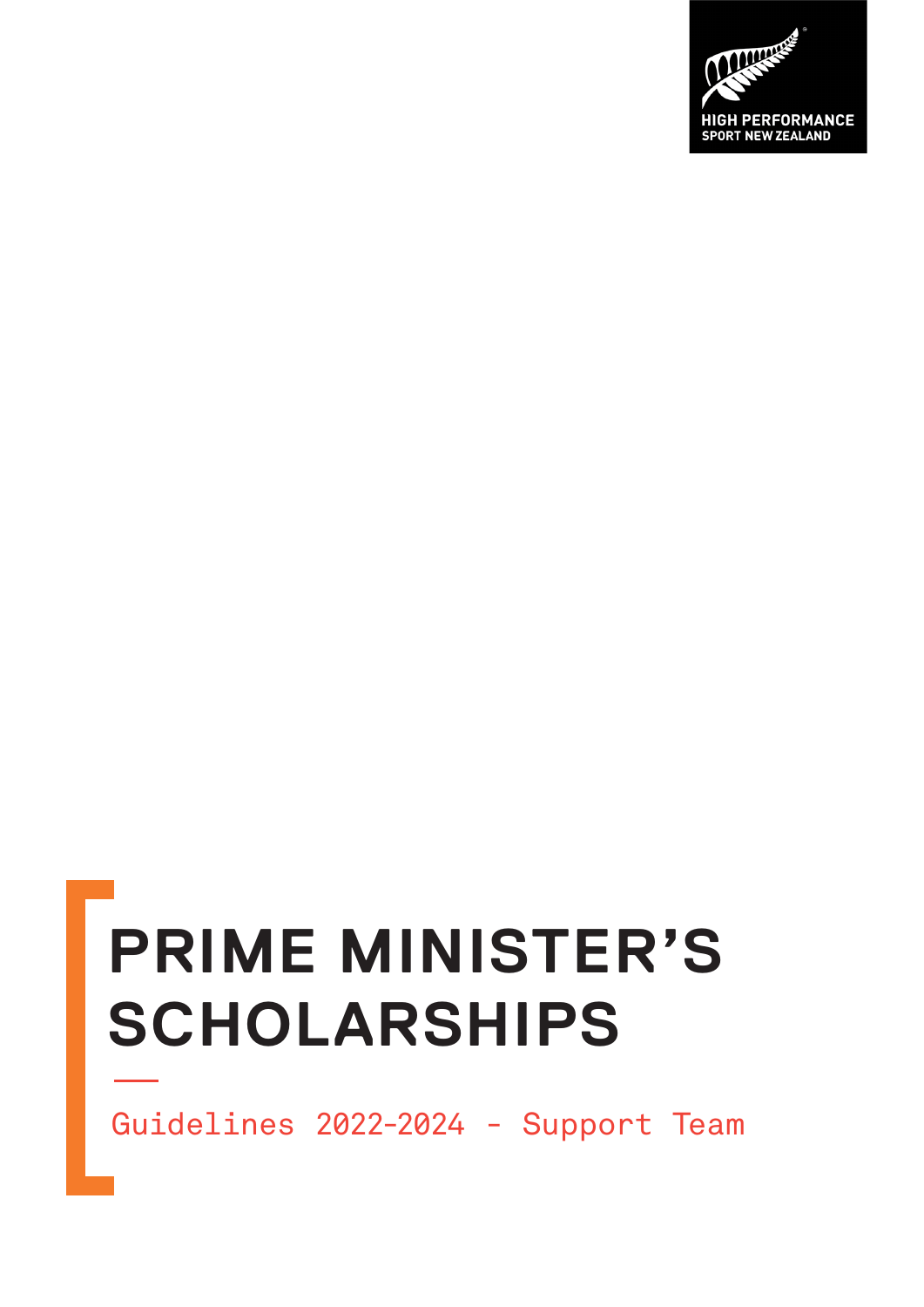HIGH PERFORMANCE SPORT NEW ZEALAND

# PRIME MINISTER'S SCHOLARSHIPS

Guidelines 2022-2024 - Support Team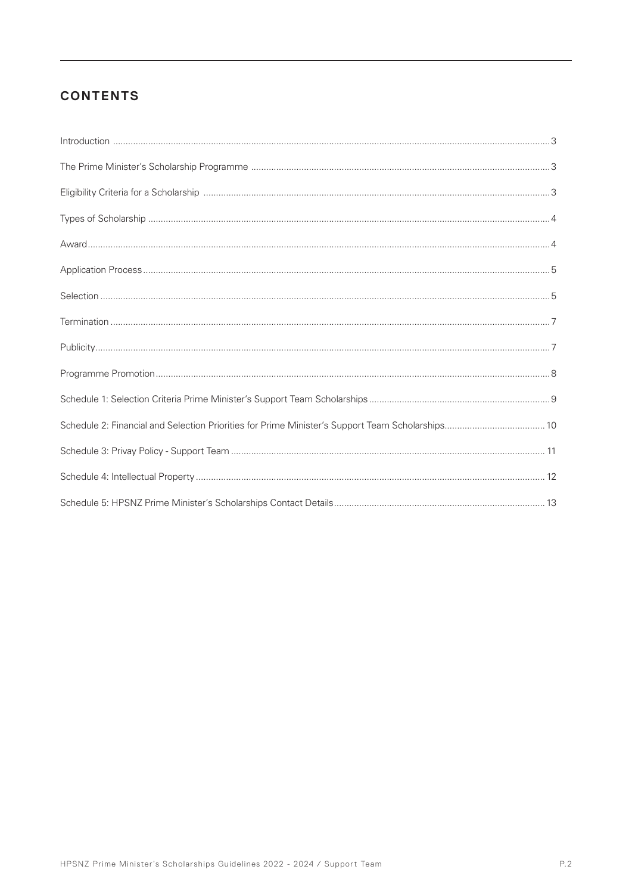## CONTENTS

| | |
|---|---|
| Introduction | 3 |
| The Prime Minister's Scholarship Programme | 3 |
| Eligibility Criteria for a Scholarship | 3 |
| Types of Scholarship | 4 |
| Award | 4 |
| Application Process | 5 |
| Selection | 5 |
| Termination | 7 |
| Publicity | 7 |
| Programme Promotion | 8 |
| Schedule 1: Selection Criteria Prime Minister's Support Team Scholarships | 9 |
| Schedule 2: Financial and Selection Priorities for Prime Minister's Support Team Scholarships | 10 |
| Schedule 3: Privay Policy - Support Team | 11 |
| Schedule 4: Intellectual Property | 12 |
| Schedule 5: HPSNZ Prime Minister's Scholarships Contact Details | 13 |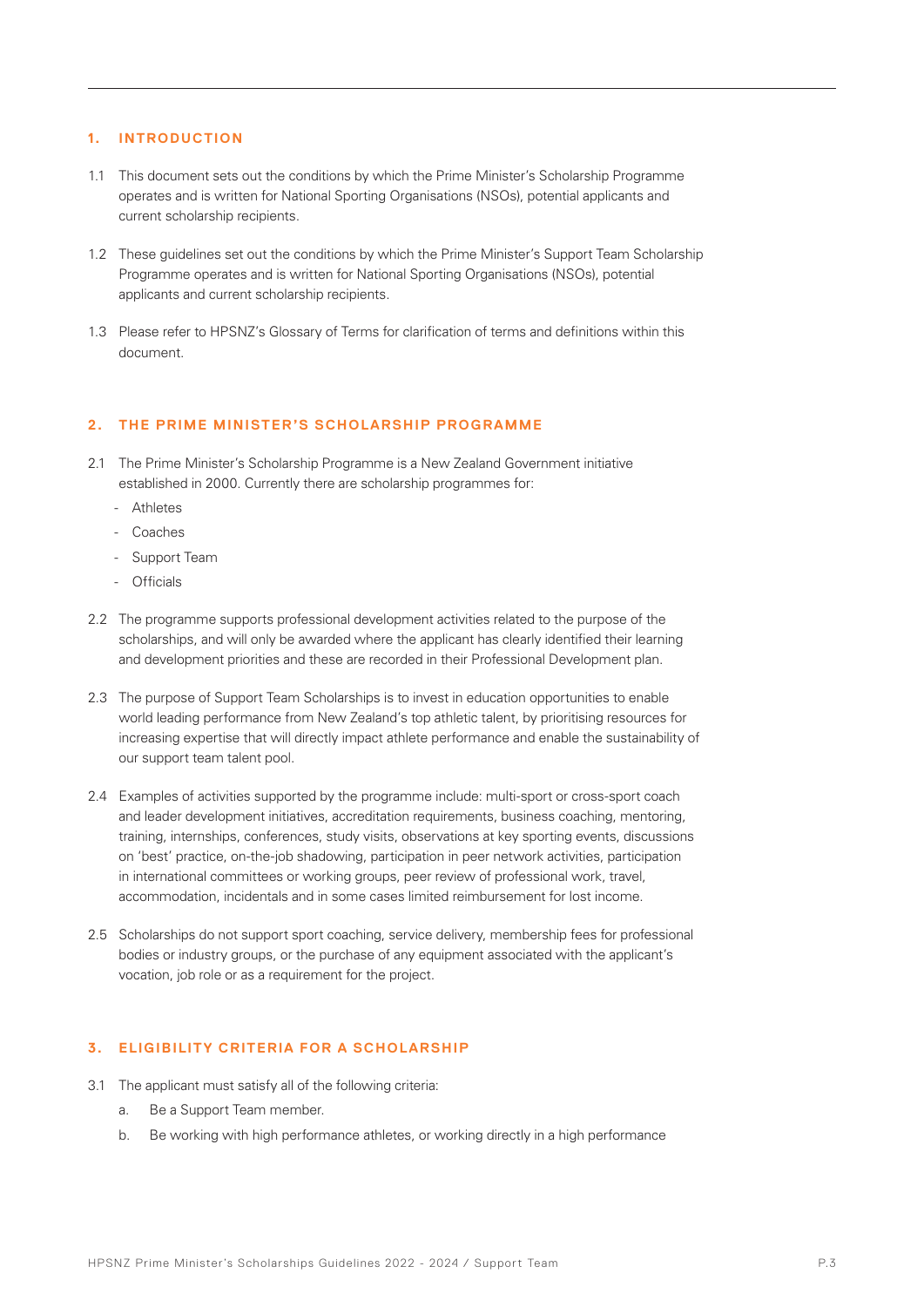## 1. INTRODUCTION

1.1 This document sets out the conditions by which the Prime Minister's Scholarship Programme operates and is written for National Sporting Organisations (NSOs), potential applicants and current scholarship recipients.

1.2 These guidelines set out the conditions by which the Prime Minister's Support Team Scholarship Programme operates and is written for National Sporting Organisations (NSOs), potential applicants and current scholarship recipients.

1.3 Please refer to HPSNZ's Glossary of Terms for clarification of terms and definitions within this document.

## 2. THE PRIME MINISTER'S SCHOLARSHIP PROGRAMME

2.1 The Prime Minister's Scholarship Programme is a New Zealand Government initiative established in 2000. Currently there are scholarship programmes for:

- Athletes
- Coaches
- Support Team
- Officials

2.2 The programme supports professional development activities related to the purpose of the scholarships, and will only be awarded where the applicant has clearly identified their learning and development priorities and these are recorded in their Professional Development plan.

2.3 The purpose of Support Team Scholarships is to invest in education opportunities to enable world leading performance from New Zealand's top athletic talent, by prioritising resources for increasing expertise that will directly impact athlete performance and enable the sustainability of our support team talent pool.

2.4 Examples of activities supported by the programme include: multi-sport or cross-sport coach and leader development initiatives, accreditation requirements, business coaching, mentoring, training, internships, conferences, study visits, observations at key sporting events, discussions on 'best' practice, on-the-job shadowing, participation in peer network activities, participation in international committees or working groups, peer review of professional work, travel, accommodation, incidentals and in some cases limited reimbursement for lost income.

2.5 Scholarships do not support sport coaching, service delivery, membership fees for professional bodies or industry groups, or the purchase of any equipment associated with the applicant's vocation, job role or as a requirement for the project.

## 3. ELIGIBILITY CRITERIA FOR A SCHOLARSHIP

3.1 The applicant must satisfy all of the following criteria:

a. Be a Support Team member.

b. Be working with high performance athletes, or working directly in a high performance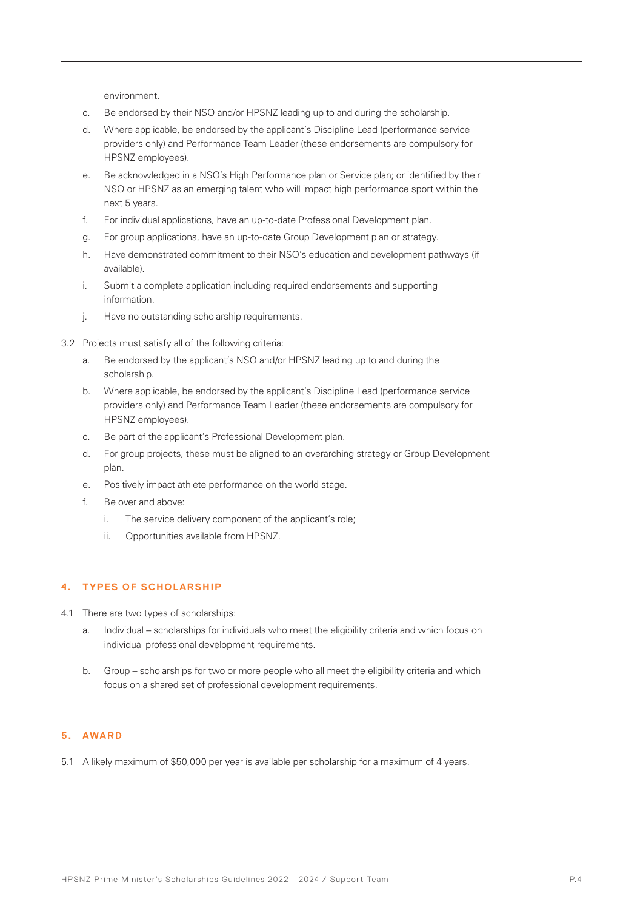environment.

c. Be endorsed by their NSO and/or HPSNZ leading up to and during the scholarship.

d. Where applicable, be endorsed by the applicant's Discipline Lead (performance service providers only) and Performance Team Leader (these endorsements are compulsory for HPSNZ employees).

e. Be acknowledged in a NSO's High Performance plan or Service plan; or identified by their NSO or HPSNZ as an emerging talent who will impact high performance sport within the next 5 years.

f. For individual applications, have an up-to-date Professional Development plan.

g. For group applications, have an up-to-date Group Development plan or strategy.

h. Have demonstrated commitment to their NSO's education and development pathways (if available).

i. Submit a complete application including required endorsements and supporting information.

j. Have no outstanding scholarship requirements.

3.2 Projects must satisfy all of the following criteria:

a. Be endorsed by the applicant's NSO and/or HPSNZ leading up to and during the scholarship.

b. Where applicable, be endorsed by the applicant's Discipline Lead (performance service providers only) and Performance Team Leader (these endorsements are compulsory for HPSNZ employees).

c. Be part of the applicant's Professional Development plan.

d. For group projects, these must be aligned to an overarching strategy or Group Development plan.

e. Positively impact athlete performance on the world stage.

f. Be over and above:

   i. The service delivery component of the applicant's role;

   ii. Opportunities available from HPSNZ.

## 4. TYPES OF SCHOLARSHIP

4.1 There are two types of scholarships:

a. Individual – scholarships for individuals who meet the eligibility criteria and which focus on individual professional development requirements.

b. Group – scholarships for two or more people who all meet the eligibility criteria and which focus on a shared set of professional development requirements.

## 5. AWARD

5.1 A likely maximum of $50,000 per year is available per scholarship for a maximum of 4 years.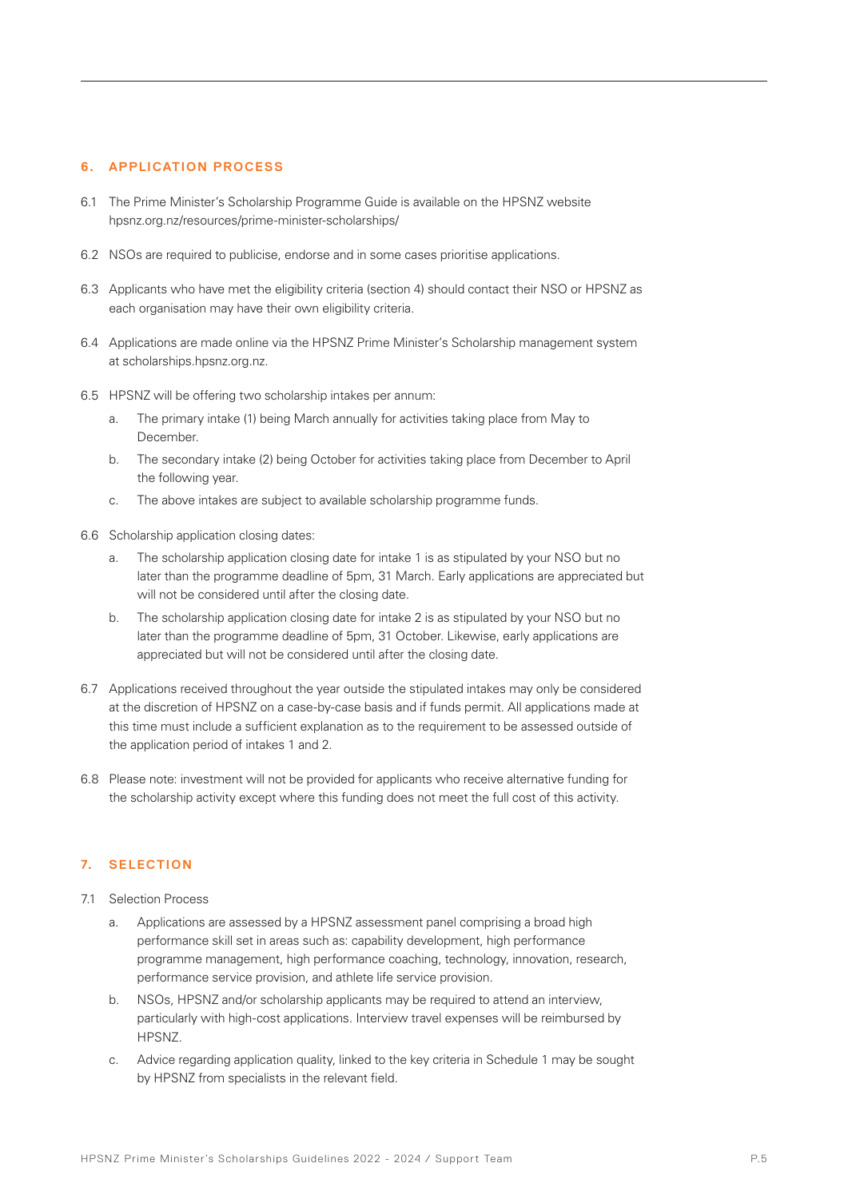## 6. APPLICATION PROCESS

6.1 The Prime Minister's Scholarship Programme Guide is available on the HPSNZ website hpsnz.org.nz/resources/prime-minister-scholarships/

6.2 NSOs are required to publicise, endorse and in some cases prioritise applications.

6.3 Applicants who have met the eligibility criteria (section 4) should contact their NSO or HPSNZ as each organisation may have their own eligibility criteria.

6.4 Applications are made online via the HPSNZ Prime Minister's Scholarship management system at scholarships.hpsnz.org.nz.

6.5 HPSNZ will be offering two scholarship intakes per annum:

   a. The primary intake (1) being March annually for activities taking place from May to December.

   b. The secondary intake (2) being October for activities taking place from December to April the following year.

   c. The above intakes are subject to available scholarship programme funds.

6.6 Scholarship application closing dates:

   a. The scholarship application closing date for intake 1 is as stipulated by your NSO but no later than the programme deadline of 5pm, 31 March. Early applications are appreciated but will not be considered until after the closing date.

   b. The scholarship application closing date for intake 2 is as stipulated by your NSO but no later than the programme deadline of 5pm, 31 October. Likewise, early applications are appreciated but will not be considered until after the closing date.

6.7 Applications received throughout the year outside the stipulated intakes may only be considered at the discretion of HPSNZ on a case-by-case basis and if funds permit. All applications made at this time must include a sufficient explanation as to the requirement to be assessed outside of the application period of intakes 1 and 2.

6.8 Please note: investment will not be provided for applicants who receive alternative funding for the scholarship activity except where this funding does not meet the full cost of this activity.

## 7. SELECTION

7.1 Selection Process

   a. Applications are assessed by a HPSNZ assessment panel comprising a broad high performance skill set in areas such as: capability development, high performance programme management, high performance coaching, technology, innovation, research, performance service provision, and athlete life service provision.

   b. NSOs, HPSNZ and/or scholarship applicants may be required to attend an interview, particularly with high-cost applications. Interview travel expenses will be reimbursed by HPSNZ.

   c. Advice regarding application quality, linked to the key criteria in Schedule 1 may be sought by HPSNZ from specialists in the relevant field.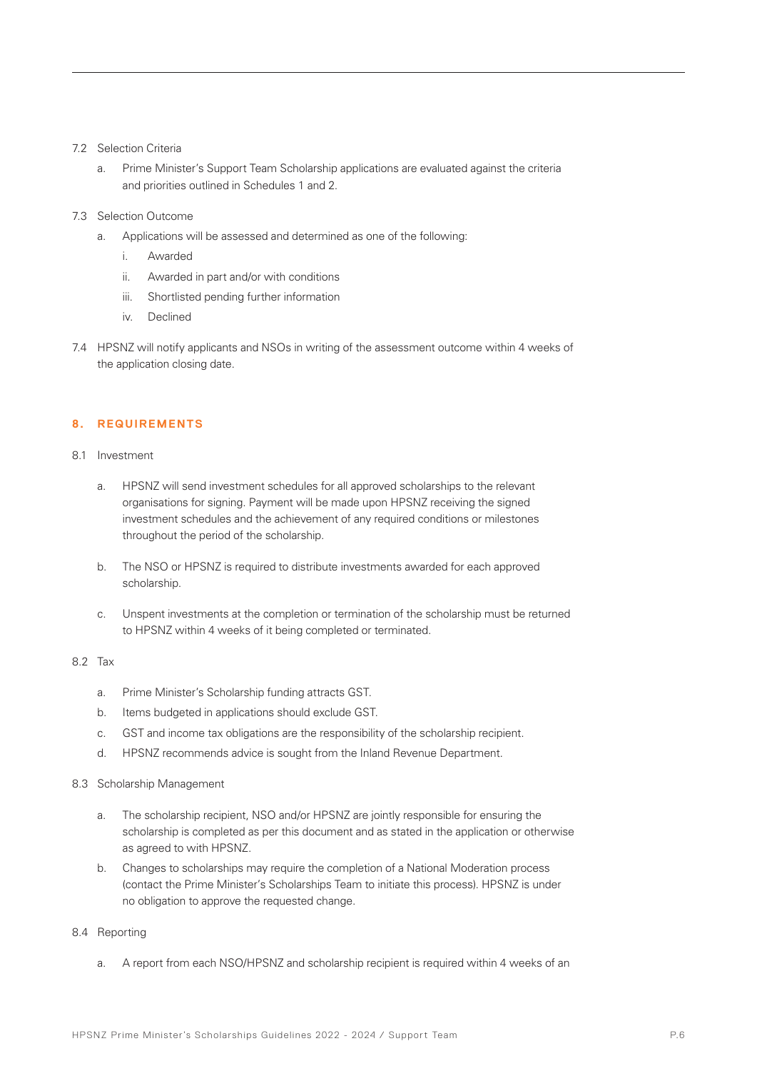7.2 Selection Criteria

a. Prime Minister's Support Team Scholarship applications are evaluated against the criteria and priorities outlined in Schedules 1 and 2.

7.3 Selection Outcome

a. Applications will be assessed and determined as one of the following:

i. Awarded

ii. Awarded in part and/or with conditions

iii. Shortlisted pending further information

iv. Declined

7.4 HPSNZ will notify applicants and NSOs in writing of the assessment outcome within 4 weeks of the application closing date.

## 8. REQUIREMENTS

8.1 Investment

a. HPSNZ will send investment schedules for all approved scholarships to the relevant organisations for signing. Payment will be made upon HPSNZ receiving the signed investment schedules and the achievement of any required conditions or milestones throughout the period of the scholarship.

b. The NSO or HPSNZ is required to distribute investments awarded for each approved scholarship.

c. Unspent investments at the completion or termination of the scholarship must be returned to HPSNZ within 4 weeks of it being completed or terminated.

8.2 Tax

a. Prime Minister's Scholarship funding attracts GST.

b. Items budgeted in applications should exclude GST.

c. GST and income tax obligations are the responsibility of the scholarship recipient.

d. HPSNZ recommends advice is sought from the Inland Revenue Department.

8.3 Scholarship Management

a. The scholarship recipient, NSO and/or HPSNZ are jointly responsible for ensuring the scholarship is completed as per this document and as stated in the application or otherwise as agreed to with HPSNZ.

b. Changes to scholarships may require the completion of a National Moderation process (contact the Prime Minister's Scholarships Team to initiate this process). HPSNZ is under no obligation to approve the requested change.

8.4 Reporting

a. A report from each NSO/HPSNZ and scholarship recipient is required within 4 weeks of an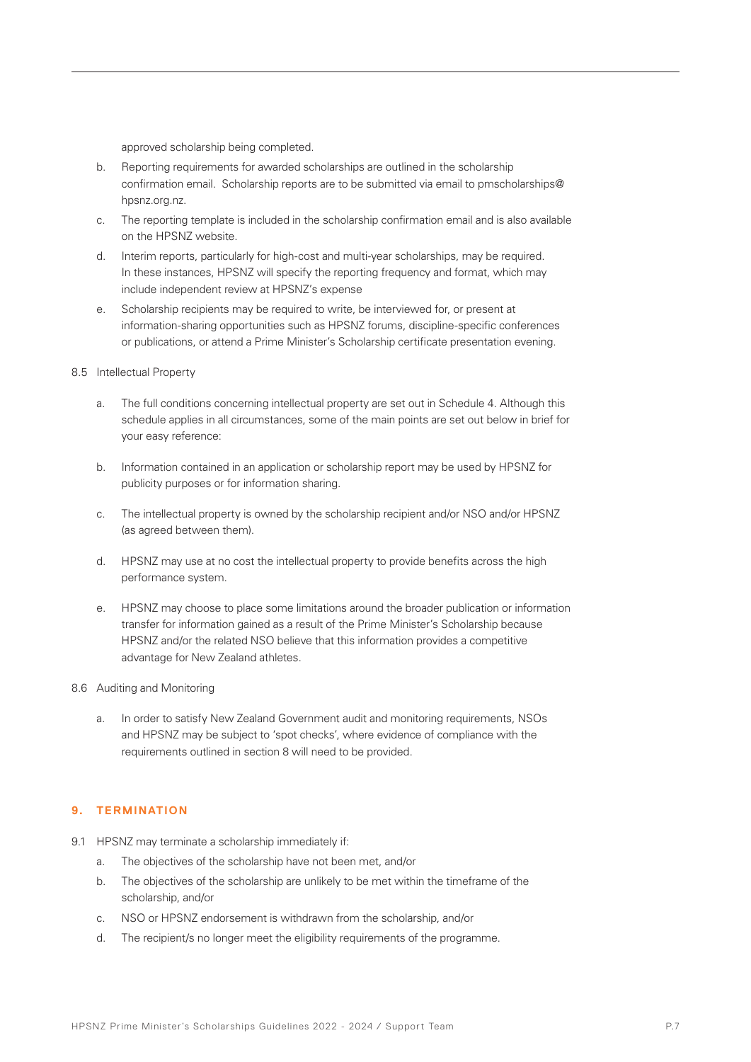approved scholarship being completed.

b. Reporting requirements for awarded scholarships are outlined in the scholarship confirmation email. Scholarship reports are to be submitted via email to pmscholarships@hpsnz.org.nz.

c. The reporting template is included in the scholarship confirmation email and is also available on the HPSNZ website.

d. Interim reports, particularly for high-cost and multi-year scholarships, may be required. In these instances, HPSNZ will specify the reporting frequency and format, which may include independent review at HPSNZ's expense

e. Scholarship recipients may be required to write, be interviewed for, or present at information-sharing opportunities such as HPSNZ forums, discipline-specific conferences or publications, or attend a Prime Minister's Scholarship certificate presentation evening.

8.5 Intellectual Property

a. The full conditions concerning intellectual property are set out in Schedule 4. Although this schedule applies in all circumstances, some of the main points are set out below in brief for your easy reference:

b. Information contained in an application or scholarship report may be used by HPSNZ for publicity purposes or for information sharing.

c. The intellectual property is owned by the scholarship recipient and/or NSO and/or HPSNZ (as agreed between them).

d. HPSNZ may use at no cost the intellectual property to provide benefits across the high performance system.

e. HPSNZ may choose to place some limitations around the broader publication or information transfer for information gained as a result of the Prime Minister's Scholarship because HPSNZ and/or the related NSO believe that this information provides a competitive advantage for New Zealand athletes.

8.6 Auditing and Monitoring

a. In order to satisfy New Zealand Government audit and monitoring requirements, NSOs and HPSNZ may be subject to 'spot checks', where evidence of compliance with the requirements outlined in section 8 will need to be provided.

## 9. TERMINATION

9.1 HPSNZ may terminate a scholarship immediately if:

a. The objectives of the scholarship have not been met, and/or

b. The objectives of the scholarship are unlikely to be met within the timeframe of the scholarship, and/or

c. NSO or HPSNZ endorsement is withdrawn from the scholarship, and/or

d. The recipient/s no longer meet the eligibility requirements of the programme.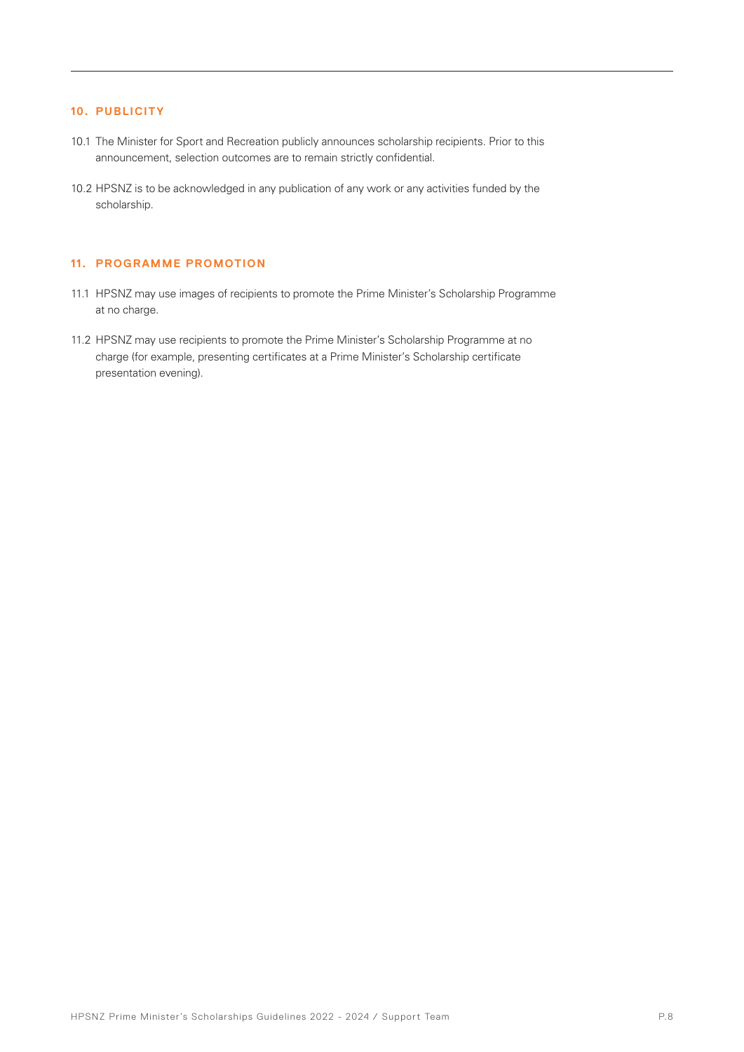## 10. PUBLICITY

10.1 The Minister for Sport and Recreation publicly announces scholarship recipients. Prior to this announcement, selection outcomes are to remain strictly confidential.

10.2 HPSNZ is to be acknowledged in any publication of any work or any activities funded by the scholarship.

## 11. PROGRAMME PROMOTION

11.1 HPSNZ may use images of recipients to promote the Prime Minister's Scholarship Programme at no charge.

11.2 HPSNZ may use recipients to promote the Prime Minister's Scholarship Programme at no charge (for example, presenting certificates at a Prime Minister's Scholarship certificate presentation evening).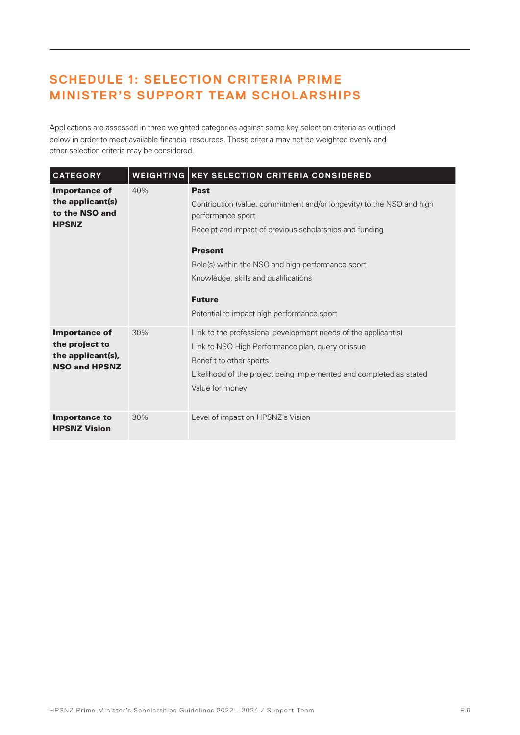## SCHEDULE 1: SELECTION CRITERIA PRIME MINISTER'S SUPPORT TEAM SCHOLARSHIPS

Applications are assessed in three weighted categories against some key selection criteria as outlined below in order to meet available financial resources. These criteria may not be weighted evenly and other selection criteria may be considered.

| CATEGORY | WEIGHTING | KEY SELECTION CRITERIA CONSIDERED |
|---|---|---|
| **Importance of the applicant(s) to the NSO and HPSNZ** | 40% | **Past**<br>Contribution (value, commitment and/or longevity) to the NSO and high performance sport<br>Receipt and impact of previous scholarships and funding<br>**Present**<br>Role(s) within the NSO and high performance sport<br>Knowledge, skills and qualifications<br>**Future**<br>Potential to impact high performance sport |
| **Importance of the project to the applicant(s), NSO and HPSNZ** | 30% | Link to the professional development needs of the applicant(s)<br>Link to NSO High Performance plan, query or issue<br>Benefit to other sports<br>Likelihood of the project being implemented and completed as stated<br>Value for money |
| **Importance to HPSNZ Vision** | 30% | Level of impact on HPSNZ's Vision |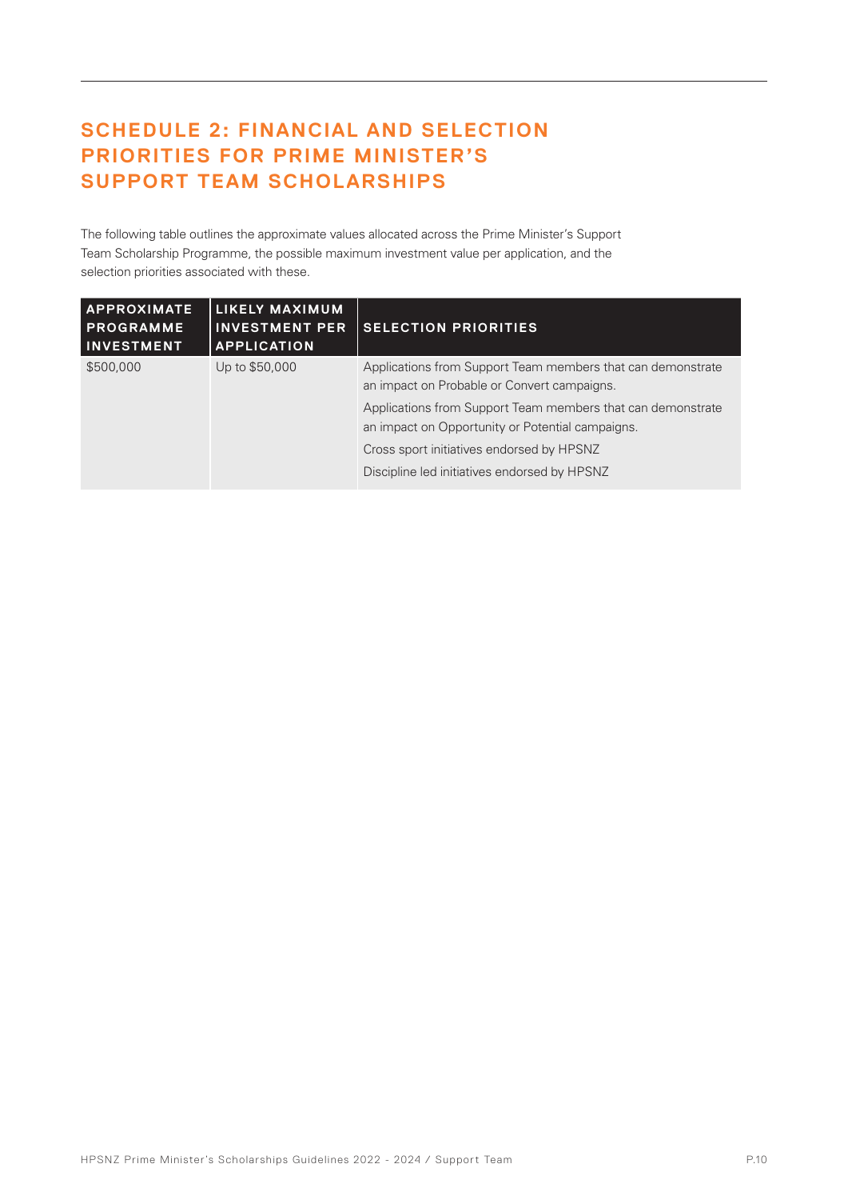## SCHEDULE 2: FINANCIAL AND SELECTION PRIORITIES FOR PRIME MINISTER'S SUPPORT TEAM SCHOLARSHIPS

The following table outlines the approximate values allocated across the Prime Minister's Support Team Scholarship Programme, the possible maximum investment value per application, and the selection priorities associated with these.

| APPROXIMATE PROGRAMME INVESTMENT | LIKELY MAXIMUM INVESTMENT PER APPLICATION | SELECTION PRIORITIES |
|---|---|---|
| $500,000 | Up to $50,000 | Applications from Support Team members that can demonstrate an impact on Probable or Convert campaigns.<br><br>Applications from Support Team members that can demonstrate an impact on Opportunity or Potential campaigns.<br><br>Cross sport initiatives endorsed by HPSNZ<br><br>Discipline led initiatives endorsed by HPSNZ |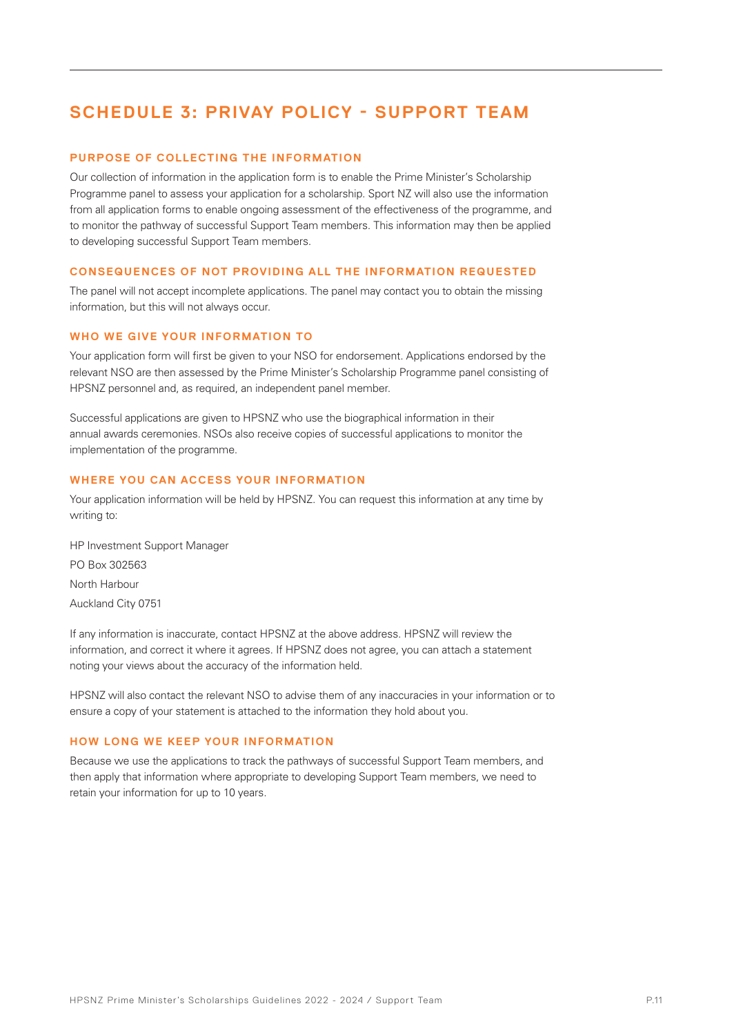# SCHEDULE 3: PRIVAY POLICY - SUPPORT TEAM

### PURPOSE OF COLLECTING THE INFORMATION

Our collection of information in the application form is to enable the Prime Minister's Scholarship Programme panel to assess your application for a scholarship. Sport NZ will also use the information from all application forms to enable ongoing assessment of the effectiveness of the programme, and to monitor the pathway of successful Support Team members. This information may then be applied to developing successful Support Team members.

### CONSEQUENCES OF NOT PROVIDING ALL THE INFORMATION REQUESTED

The panel will not accept incomplete applications. The panel may contact you to obtain the missing information, but this will not always occur.

### WHO WE GIVE YOUR INFORMATION TO

Your application form will first be given to your NSO for endorsement. Applications endorsed by the relevant NSO are then assessed by the Prime Minister's Scholarship Programme panel consisting of HPSNZ personnel and, as required, an independent panel member.

Successful applications are given to HPSNZ who use the biographical information in their annual awards ceremonies. NSOs also receive copies of successful applications to monitor the implementation of the programme.

### WHERE YOU CAN ACCESS YOUR INFORMATION

Your application information will be held by HPSNZ. You can request this information at any time by writing to:

HP Investment Support Manager

PO Box 302563

North Harbour

Auckland City 0751

If any information is inaccurate, contact HPSNZ at the above address. HPSNZ will review the information, and correct it where it agrees. If HPSNZ does not agree, you can attach a statement noting your views about the accuracy of the information held.

HPSNZ will also contact the relevant NSO to advise them of any inaccuracies in your information or to ensure a copy of your statement is attached to the information they hold about you.

### HOW LONG WE KEEP YOUR INFORMATION

Because we use the applications to track the pathways of successful Support Team members, and then apply that information where appropriate to developing Support Team members, we need to retain your information for up to 10 years.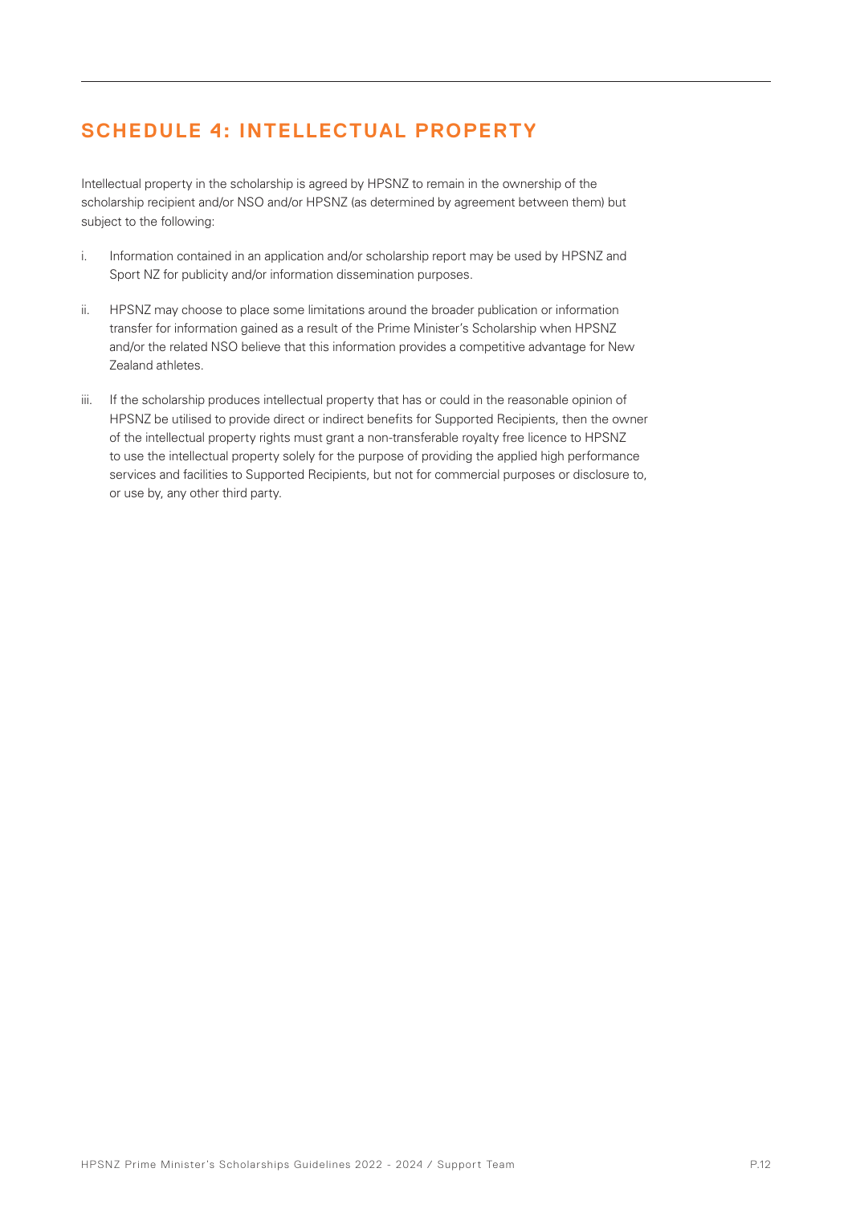## SCHEDULE 4: INTELLECTUAL PROPERTY

Intellectual property in the scholarship is agreed by HPSNZ to remain in the ownership of the scholarship recipient and/or NSO and/or HPSNZ (as determined by agreement between them) but subject to the following:

i. Information contained in an application and/or scholarship report may be used by HPSNZ and Sport NZ for publicity and/or information dissemination purposes.

ii. HPSNZ may choose to place some limitations around the broader publication or information transfer for information gained as a result of the Prime Minister's Scholarship when HPSNZ and/or the related NSO believe that this information provides a competitive advantage for New Zealand athletes.

iii. If the scholarship produces intellectual property that has or could in the reasonable opinion of HPSNZ be utilised to provide direct or indirect benefits for Supported Recipients, then the owner of the intellectual property rights must grant a non-transferable royalty free licence to HPSNZ to use the intellectual property solely for the purpose of providing the applied high performance services and facilities to Supported Recipients, but not for commercial purposes or disclosure to, or use by, any other third party.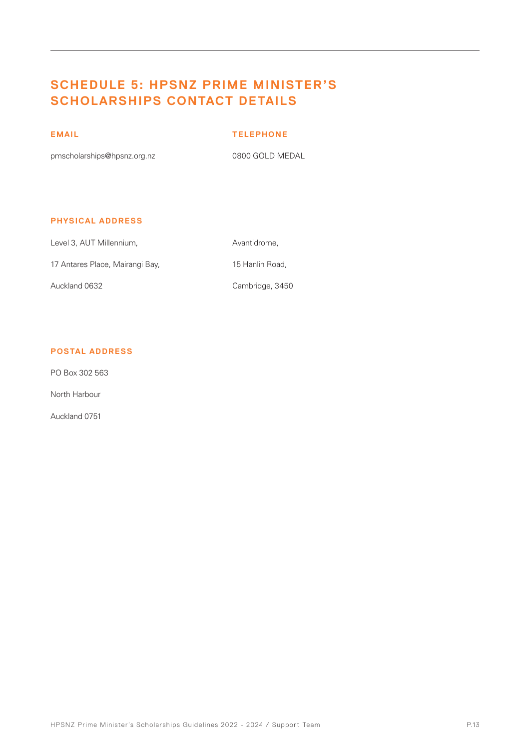## SCHEDULE 5: HPSNZ PRIME MINISTER'S SCHOLARSHIPS CONTACT DETAILS

### EMAIL

pmscholarships@hpsnz.org.nz

### TELEPHONE

0800 GOLD MEDAL

### PHYSICAL ADDRESS

Level 3, AUT Millennium,

17 Antares Place, Mairangi Bay,

Auckland 0632

Avantidrome,

15 Hanlin Road,

Cambridge, 3450

### POSTAL ADDRESS

PO Box 302 563

North Harbour

Auckland 0751